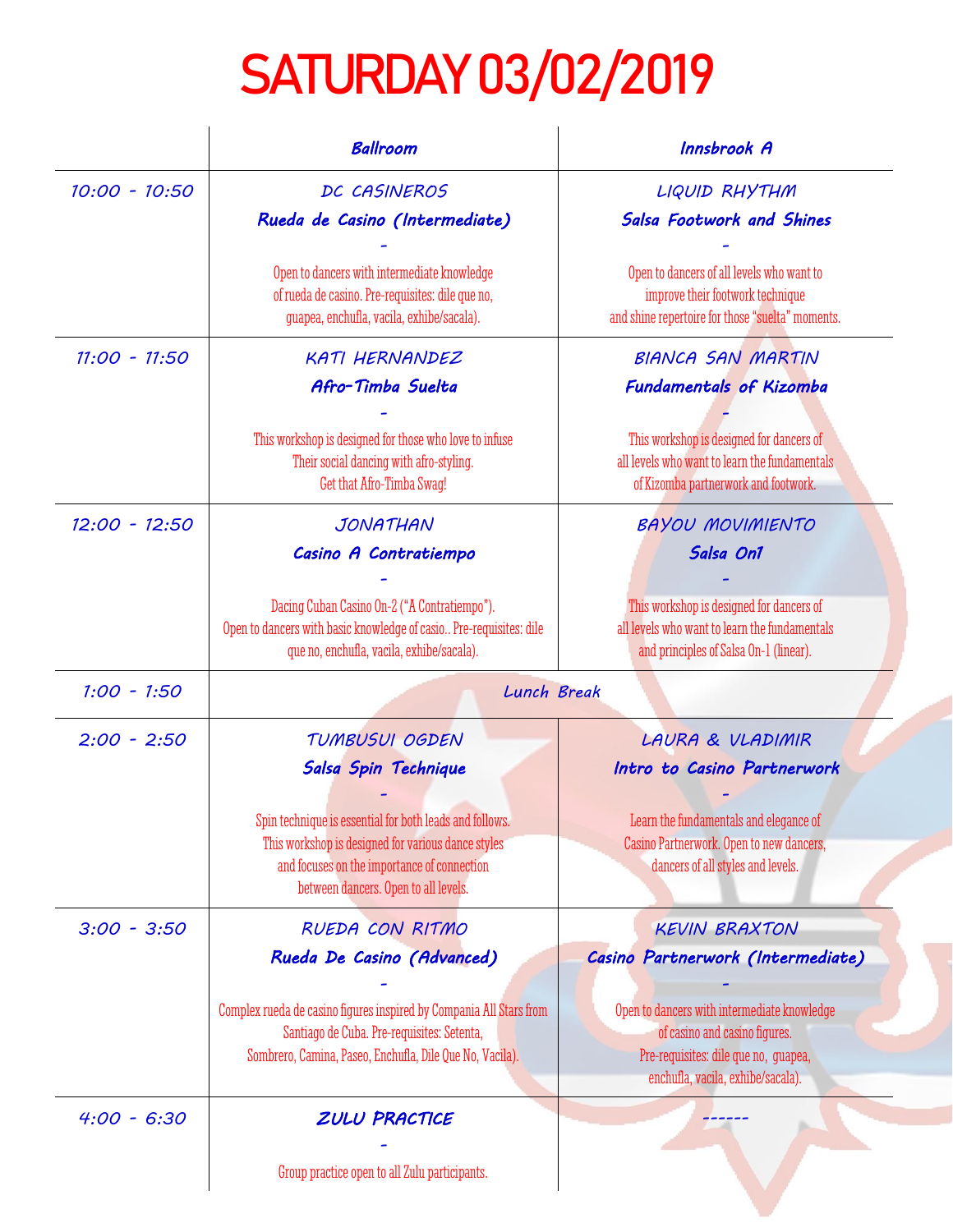# SATURDAY 03/02/2019

| | Ballroom | Innsbrook A |
|---|---|---|
| 10:00 - 10:50 | DC CASINEROS<br>**Rueda de Casino (Intermediate)**<br>-<br>Open to dancers with intermediate knowledge of rueda de casino. Pre-requisites: dile que no, guapea, enchufla, vacila, exhibe/sacala). | LIQUID RHYTHM<br>**Salsa Footwork and Shines**<br>-<br>Open to dancers of all levels who want to improve their footwork technique and shine repertoire for those "suelta" moments. |
| 11:00 - 11:50 | KATI HERNANDEZ<br>**Afro-Timba Suelta**<br>-<br>This workshop is designed for those who love to infuse Their social dancing with afro-styling. Get that Afro-Timba Swag! | BIANCA SAN MARTIN<br>**Fundamentals of Kizomba**<br>-<br>This workshop is designed for dancers of all levels who want to learn the fundamentals of Kizomba partnerwork and footwork. |
| 12:00 - 12:50 | JONATHAN<br>**Casino A Contratiempo**<br>-<br>Dacing Cuban Casino On-2 ("A Contratiempo"). Open to dancers with basic knowledge of casio.. Pre-requisites: dile que no, enchufla, vacila, exhibe/sacala). | BAYOU MOVIMIENTO<br>**Salsa On1**<br>-<br>This workshop is designed for dancers of all levels who want to learn the fundamentals and principles of Salsa On-1 (linear). |
| 1:00 - 1:50 | Lunch Break | |
| 2:00 - 2:50 | TUMBUSUI OGDEN<br>**Salsa Spin Technique**<br>-<br>Spin technique is essential for both leads and follows. This workshop is designed for various dance styles and focuses on the importance of connection between dancers. Open to all levels. | LAURA & VLADIMIR<br>**Intro to Casino Partnerwork**<br>-<br>Learn the fundamentals and elegance of Casino Partnerwork. Open to new dancers, dancers of all styles and levels. |
| 3:00 - 3:50 | RUEDA CON RITMO<br>**Rueda De Casino (Advanced)**<br>-<br>Complex rueda de casino figures inspired by Compania All Stars from Santiago de Cuba. Pre-requisites: Setenta, Sombrero, Camina, Paseo, Enchufla, Dile Que No, Vacila). | KEVIN BRAXTON<br>**Casino Partnerwork (Intermediate)**<br>-<br>Open to dancers with intermediate knowledge of casino and casino figures. Pre-requisites: dile que no, guapea, enchufla, vacila, exhibe/sacala). |
| 4:00 - 6:30 | **ZULU PRACTICE**<br>-<br>Group practice open to all Zulu participants. | ------ |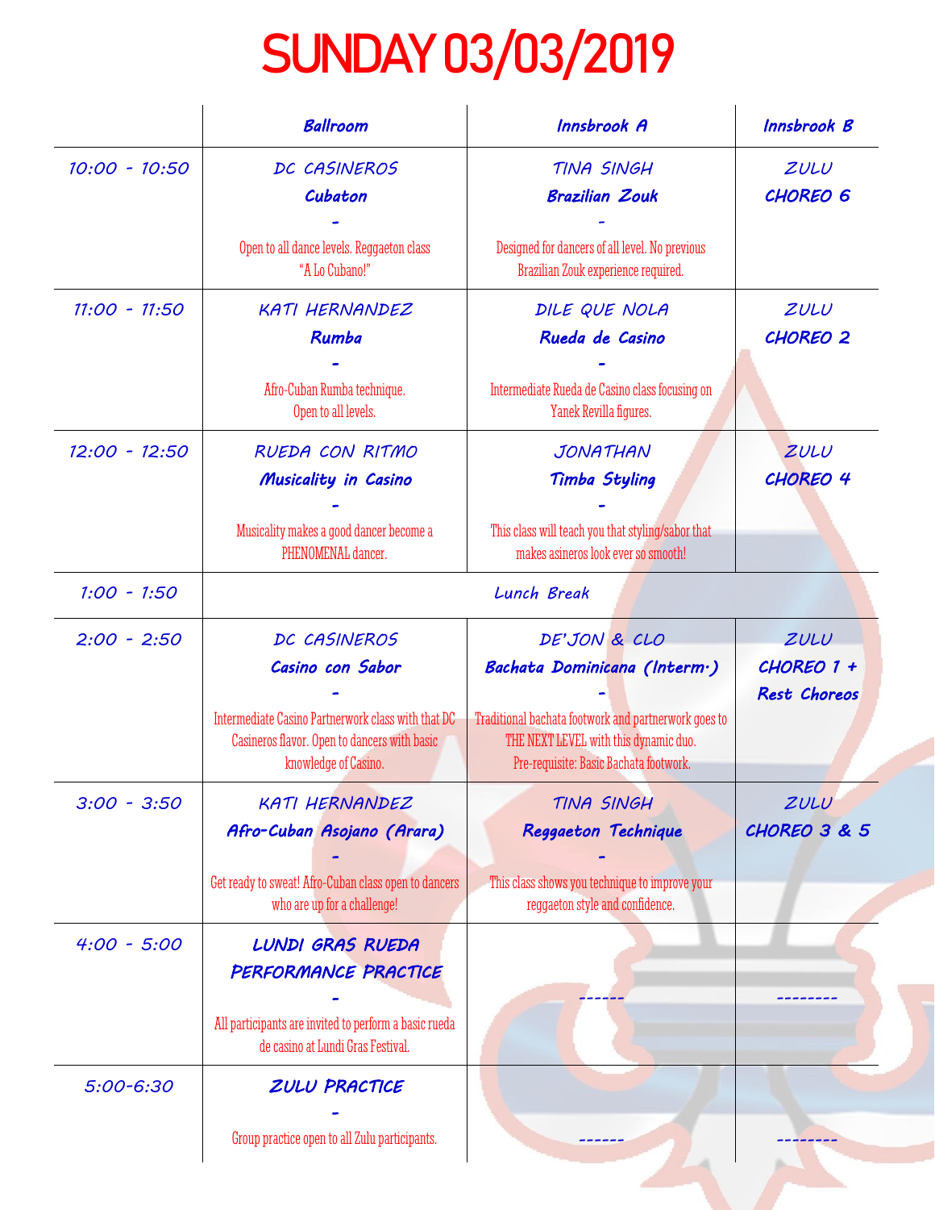# SUNDAY 03/03/2019

| | Ballroom | Innsbrook A | Innsbrook B |
|---|---|---|---|
| 10:00 - 10:50 | DC CASINEROS<br>**Cubaton**<br>-<br>Open to all dance levels. Reggaeton class "A Lo Cubano!" | TINA SINGH<br>**Brazilian Zouk**<br>-<br>Designed for dancers of all level. No previous Brazilian Zouk experience required. | ZULU<br>**CHOREO 6** |
| 11:00 - 11:50 | KATI HERNANDEZ<br>**Rumba**<br>-<br>Afro-Cuban Rumba technique. Open to all levels. | DILE QUE NOLA<br>**Rueda de Casino**<br>-<br>Intermediate Rueda de Casino class focusing on Yanek Revilla figures. | ZULU<br>**CHOREO 2** |
| 12:00 - 12:50 | RUEDA CON RITMO<br>**Musicality in Casino**<br>-<br>Musicality makes a good dancer become a PHENOMENAL dancer. | JONATHAN<br>**Timba Styling**<br>-<br>This class will teach you that styling/sabor that makes asineros look ever so smooth! | ZULU<br>**CHOREO 4** |
| 1:00 - 1:50 | Lunch Break | | |
| 2:00 - 2:50 | DC CASINEROS<br>**Casino con Sabor**<br>-<br>Intermediate Casino Partnerwork class with that DC Casineros flavor. Open to dancers with basic knowledge of Casino. | DE'JON & CLO<br>**Bachata Dominicana (Interm.)**<br>-<br>Traditional bachata footwork and partnerwork goes to THE NEXT LEVEL with this dynamic duo. Pre-requisite: Basic Bachata footwork. | ZULU<br>**CHOREO 1 + Rest Choreos** |
| 3:00 - 3:50 | KATI HERNANDEZ<br>**Afro-Cuban Asojano (Arara)**<br>-<br>Get ready to sweat! Afro-Cuban class open to dancers who are up for a challenge! | TINA SINGH<br>**Reggaeton Technique**<br>-<br>This class shows you technique to improve your reggaeton style and confidence. | ZULU<br>**CHOREO 3 & 5** |
| 4:00 - 5:00 | **LUNDI GRAS RUEDA PERFORMANCE PRACTICE**<br>-<br>All participants are invited to perform a basic rueda de casino at Lundi Gras Festival. | ------ | -------- |
| 5:00-6:30 | **ZULU PRACTICE**<br>-<br>Group practice open to all Zulu participants. | ------ | -------- |